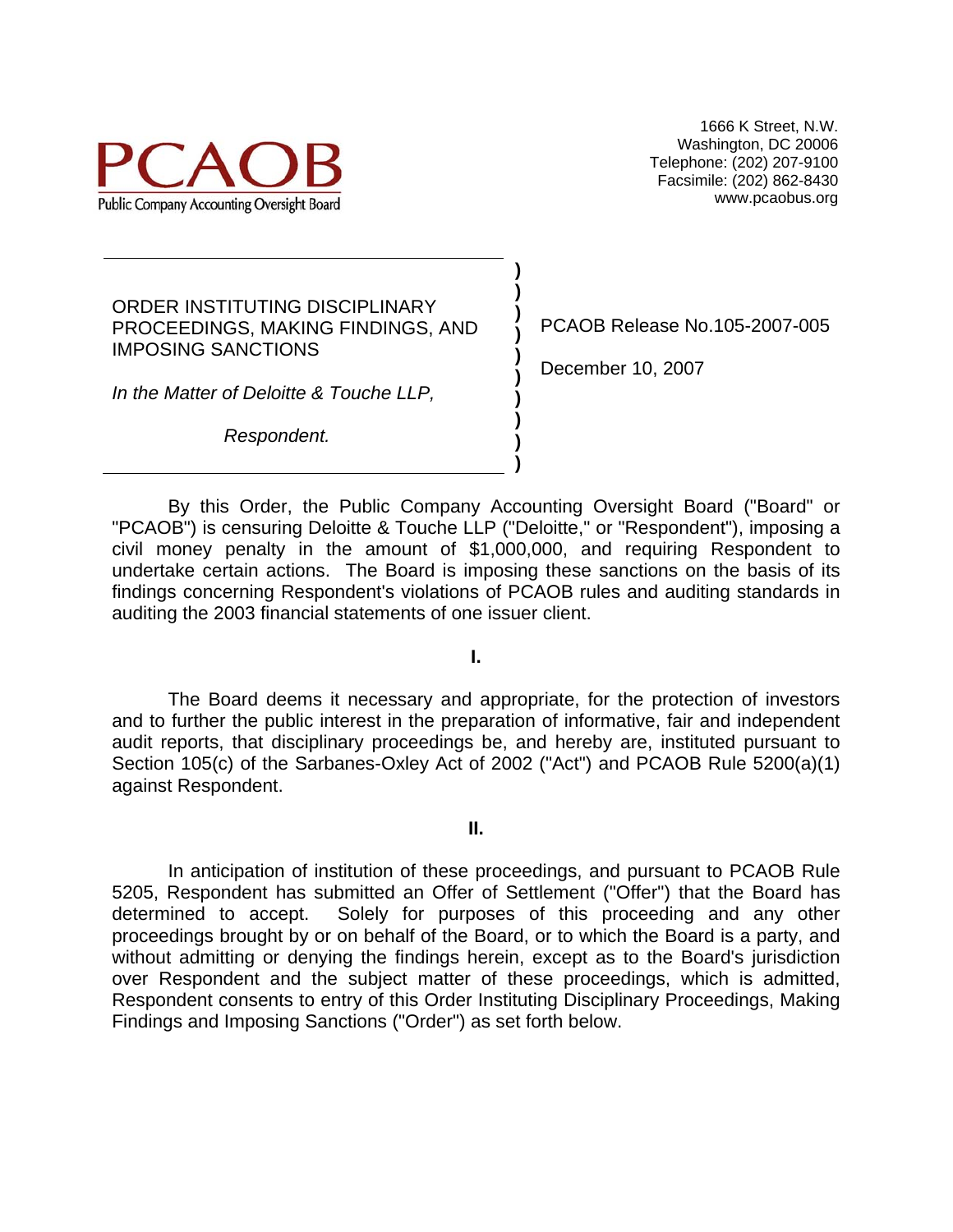PCAOB

Public Company Accounting Oversight Board

1666 K Street, N.W.
Washington, DC 20006
Telephone: (202) 207-9100
Facsimile: (202) 862-8430
www.pcaobus.org

ORDER INSTITUTING DISCIPLINARY PROCEEDINGS, MAKING FINDINGS, AND IMPOSING SANCTIONS

*In the Matter of Deloitte & Touche LLP,*

*Respondent.*

PCAOB Release No.105-2007-005

December 10, 2007

By this Order, the Public Company Accounting Oversight Board ("Board" or "PCAOB") is censuring Deloitte & Touche LLP ("Deloitte," or "Respondent"), imposing a civil money penalty in the amount of $1,000,000, and requiring Respondent to undertake certain actions. The Board is imposing these sanctions on the basis of its findings concerning Respondent's violations of PCAOB rules and auditing standards in auditing the 2003 financial statements of one issuer client.

**I.**

The Board deems it necessary and appropriate, for the protection of investors and to further the public interest in the preparation of informative, fair and independent audit reports, that disciplinary proceedings be, and hereby are, instituted pursuant to Section 105(c) of the Sarbanes-Oxley Act of 2002 ("Act") and PCAOB Rule 5200(a)(1) against Respondent.

**II.**

In anticipation of institution of these proceedings, and pursuant to PCAOB Rule 5205, Respondent has submitted an Offer of Settlement ("Offer") that the Board has determined to accept. Solely for purposes of this proceeding and any other proceedings brought by or on behalf of the Board, or to which the Board is a party, and without admitting or denying the findings herein, except as to the Board's jurisdiction over Respondent and the subject matter of these proceedings, which is admitted, Respondent consents to entry of this Order Instituting Disciplinary Proceedings, Making Findings and Imposing Sanctions ("Order") as set forth below.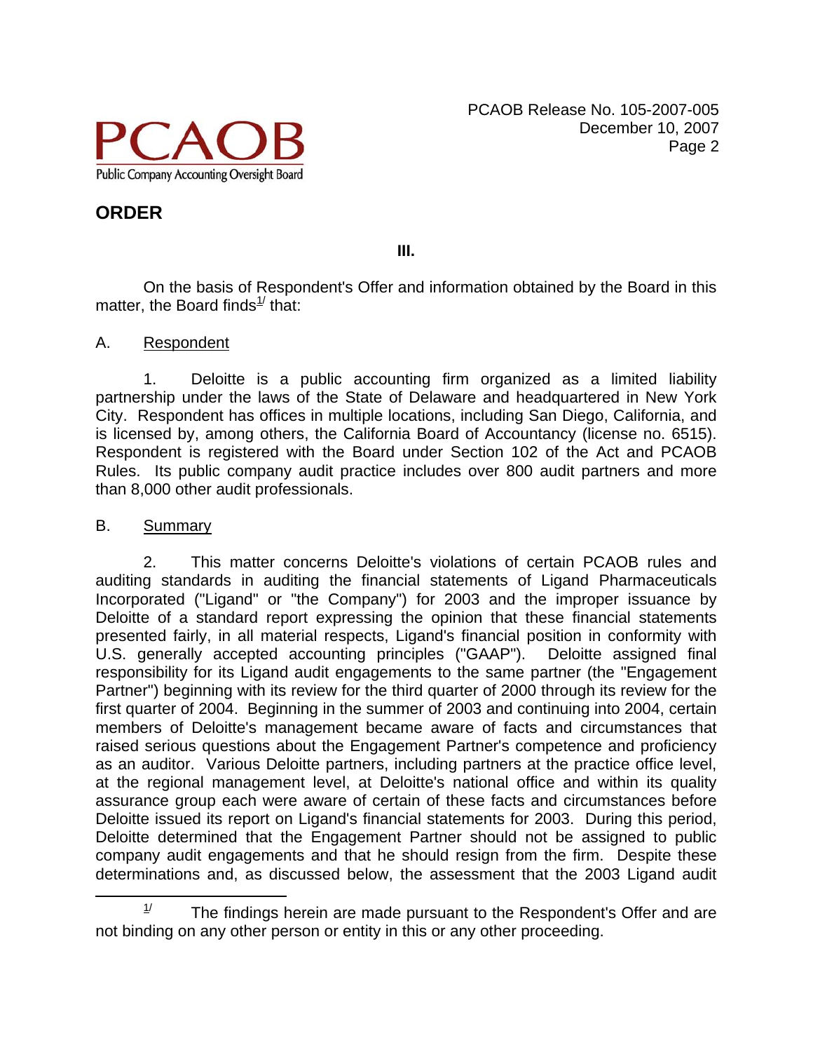## ORDER

**III.**

On the basis of Respondent's Offer and information obtained by the Board in this matter, the Board finds[1] that:

A. Respondent

1. Deloitte is a public accounting firm organized as a limited liability partnership under the laws of the State of Delaware and headquartered in New York City. Respondent has offices in multiple locations, including San Diego, California, and is licensed by, among others, the California Board of Accountancy (license no. 6515). Respondent is registered with the Board under Section 102 of the Act and PCAOB Rules. Its public company audit practice includes over 800 audit partners and more than 8,000 other audit professionals.

B. Summary

2. This matter concerns Deloitte's violations of certain PCAOB rules and auditing standards in auditing the financial statements of Ligand Pharmaceuticals Incorporated ("Ligand" or "the Company") for 2003 and the improper issuance by Deloitte of a standard report expressing the opinion that these financial statements presented fairly, in all material respects, Ligand's financial position in conformity with U.S. generally accepted accounting principles ("GAAP"). Deloitte assigned final responsibility for its Ligand audit engagements to the same partner (the "Engagement Partner") beginning with its review for the third quarter of 2000 through its review for the first quarter of 2004. Beginning in the summer of 2003 and continuing into 2004, certain members of Deloitte's management became aware of facts and circumstances that raised serious questions about the Engagement Partner's competence and proficiency as an auditor. Various Deloitte partners, including partners at the practice office level, at the regional management level, at Deloitte's national office and within its quality assurance group each were aware of certain of these facts and circumstances before Deloitte issued its report on Ligand's financial statements for 2003. During this period, Deloitte determined that the Engagement Partner should not be assigned to public company audit engagements and that he should resign from the firm. Despite these determinations and, as discussed below, the assessment that the 2003 Ligand audit

[1] The findings herein are made pursuant to the Respondent's Offer and are not binding on any other person or entity in this or any other proceeding.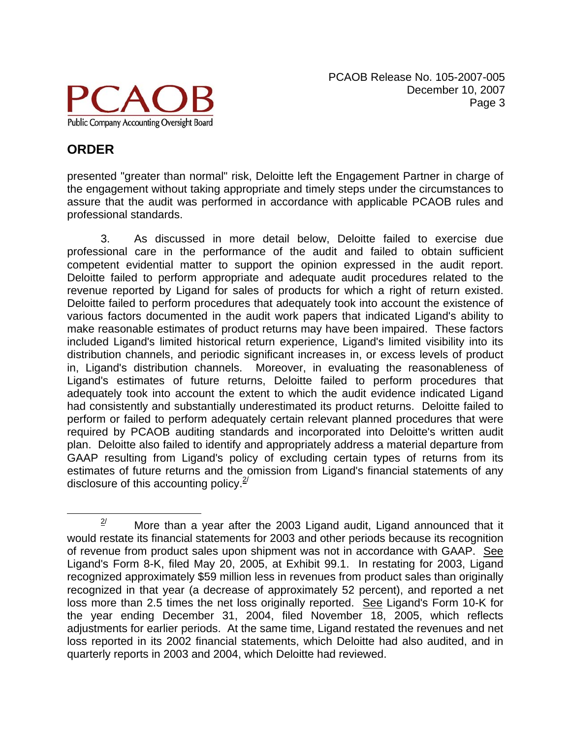## ORDER

presented "greater than normal" risk, Deloitte left the Engagement Partner in charge of the engagement without taking appropriate and timely steps under the circumstances to assure that the audit was performed in accordance with applicable PCAOB rules and professional standards.

3. As discussed in more detail below, Deloitte failed to exercise due professional care in the performance of the audit and failed to obtain sufficient competent evidential matter to support the opinion expressed in the audit report. Deloitte failed to perform appropriate and adequate audit procedures related to the revenue reported by Ligand for sales of products for which a right of return existed. Deloitte failed to perform procedures that adequately took into account the existence of various factors documented in the audit work papers that indicated Ligand's ability to make reasonable estimates of product returns may have been impaired. These factors included Ligand's limited historical return experience, Ligand's limited visibility into its distribution channels, and periodic significant increases in, or excess levels of product in, Ligand's distribution channels. Moreover, in evaluating the reasonableness of Ligand's estimates of future returns, Deloitte failed to perform procedures that adequately took into account the extent to which the audit evidence indicated Ligand had consistently and substantially underestimated its product returns. Deloitte failed to perform or failed to perform adequately certain relevant planned procedures that were required by PCAOB auditing standards and incorporated into Deloitte's written audit plan. Deloitte also failed to identify and appropriately address a material departure from GAAP resulting from Ligand's policy of excluding certain types of returns from its estimates of future returns and the omission from Ligand's financial statements of any disclosure of this accounting policy.[2/]

---

[2/] More than a year after the 2003 Ligand audit, Ligand announced that it would restate its financial statements for 2003 and other periods because its recognition of revenue from product sales upon shipment was not in accordance with GAAP. See Ligand's Form 8-K, filed May 20, 2005, at Exhibit 99.1. In restating for 2003, Ligand recognized approximately $59 million less in revenues from product sales than originally recognized in that year (a decrease of approximately 52 percent), and reported a net loss more than 2.5 times the net loss originally reported. See Ligand's Form 10-K for the year ending December 31, 2004, filed November 18, 2005, which reflects adjustments for earlier periods. At the same time, Ligand restated the revenues and net loss reported in its 2002 financial statements, which Deloitte had also audited, and in quarterly reports in 2003 and 2004, which Deloitte had reviewed.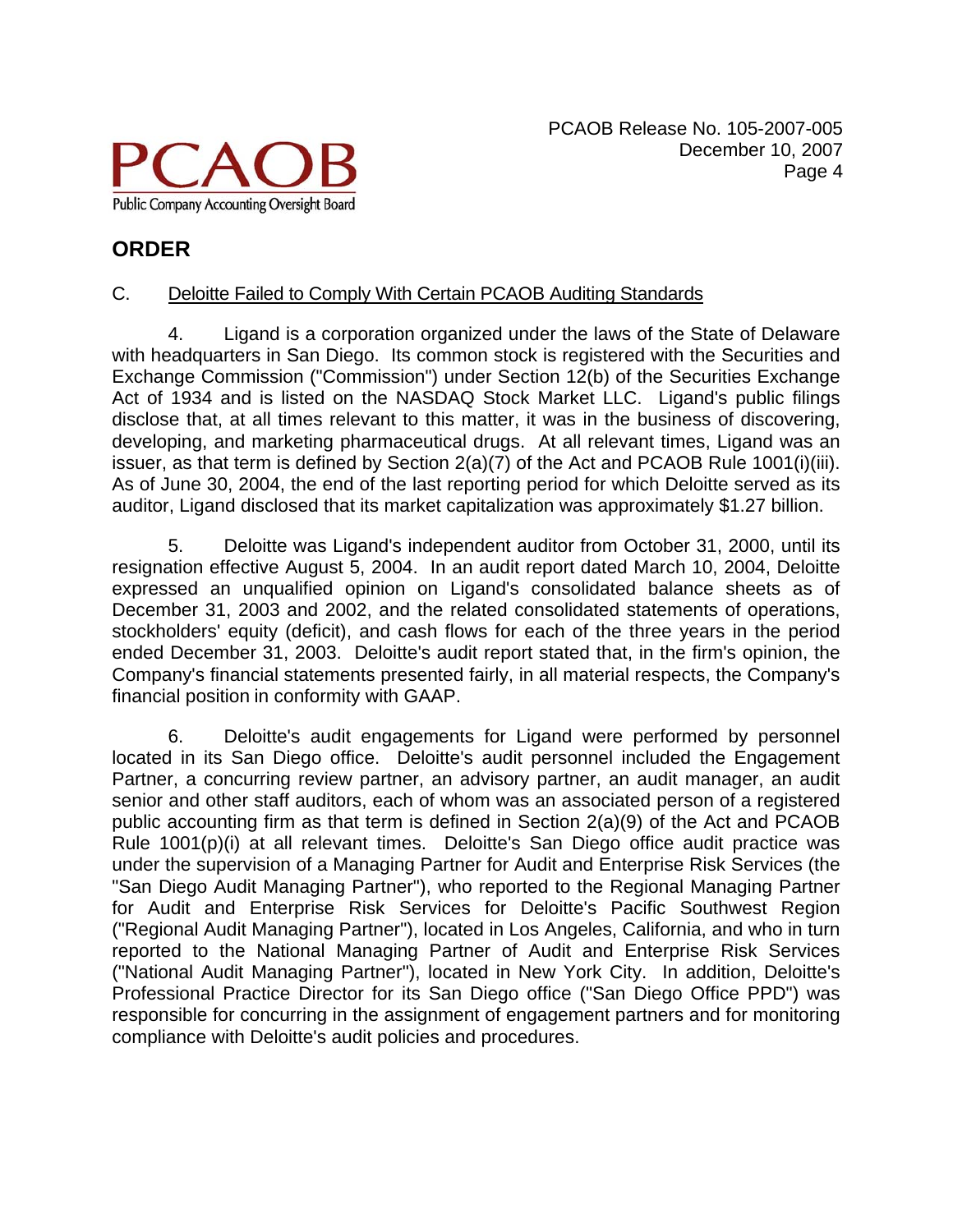## ORDER

C. Deloitte Failed to Comply With Certain PCAOB Auditing Standards

4. Ligand is a corporation organized under the laws of the State of Delaware with headquarters in San Diego. Its common stock is registered with the Securities and Exchange Commission ("Commission") under Section 12(b) of the Securities Exchange Act of 1934 and is listed on the NASDAQ Stock Market LLC. Ligand's public filings disclose that, at all times relevant to this matter, it was in the business of discovering, developing, and marketing pharmaceutical drugs. At all relevant times, Ligand was an issuer, as that term is defined by Section 2(a)(7) of the Act and PCAOB Rule 1001(i)(iii). As of June 30, 2004, the end of the last reporting period for which Deloitte served as its auditor, Ligand disclosed that its market capitalization was approximately $1.27 billion.

5. Deloitte was Ligand's independent auditor from October 31, 2000, until its resignation effective August 5, 2004. In an audit report dated March 10, 2004, Deloitte expressed an unqualified opinion on Ligand's consolidated balance sheets as of December 31, 2003 and 2002, and the related consolidated statements of operations, stockholders' equity (deficit), and cash flows for each of the three years in the period ended December 31, 2003. Deloitte's audit report stated that, in the firm's opinion, the Company's financial statements presented fairly, in all material respects, the Company's financial position in conformity with GAAP.

6. Deloitte's audit engagements for Ligand were performed by personnel located in its San Diego office. Deloitte's audit personnel included the Engagement Partner, a concurring review partner, an advisory partner, an audit manager, an audit senior and other staff auditors, each of whom was an associated person of a registered public accounting firm as that term is defined in Section 2(a)(9) of the Act and PCAOB Rule 1001(p)(i) at all relevant times. Deloitte's San Diego office audit practice was under the supervision of a Managing Partner for Audit and Enterprise Risk Services (the "San Diego Audit Managing Partner"), who reported to the Regional Managing Partner for Audit and Enterprise Risk Services for Deloitte's Pacific Southwest Region ("Regional Audit Managing Partner"), located in Los Angeles, California, and who in turn reported to the National Managing Partner of Audit and Enterprise Risk Services ("National Audit Managing Partner"), located in New York City. In addition, Deloitte's Professional Practice Director for its San Diego office ("San Diego Office PPD") was responsible for concurring in the assignment of engagement partners and for monitoring compliance with Deloitte's audit policies and procedures.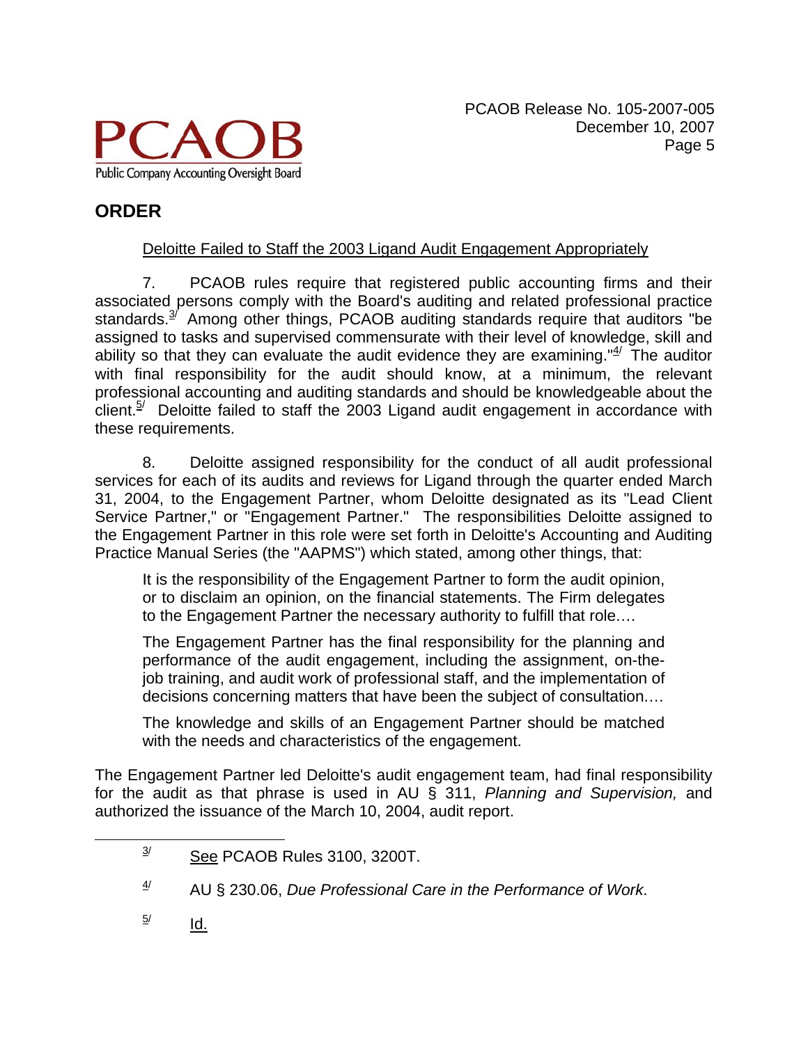## ORDER

Deloitte Failed to Staff the 2003 Ligand Audit Engagement Appropriately

7. PCAOB rules require that registered public accounting firms and their associated persons comply with the Board's auditing and related professional practice standards.[3] Among other things, PCAOB auditing standards require that auditors "be assigned to tasks and supervised commensurate with their level of knowledge, skill and ability so that they can evaluate the audit evidence they are examining."[4] The auditor with final responsibility for the audit should know, at a minimum, the relevant professional accounting and auditing standards and should be knowledgeable about the client.[5] Deloitte failed to staff the 2003 Ligand audit engagement in accordance with these requirements.

8. Deloitte assigned responsibility for the conduct of all audit professional services for each of its audits and reviews for Ligand through the quarter ended March 31, 2004, to the Engagement Partner, whom Deloitte designated as its "Lead Client Service Partner," or "Engagement Partner." The responsibilities Deloitte assigned to the Engagement Partner in this role were set forth in Deloitte's Accounting and Auditing Practice Manual Series (the "AAPMS") which stated, among other things, that:

> It is the responsibility of the Engagement Partner to form the audit opinion, or to disclaim an opinion, on the financial statements. The Firm delegates to the Engagement Partner the necessary authority to fulfill that role.…
>
> The Engagement Partner has the final responsibility for the planning and performance of the audit engagement, including the assignment, on-the-job training, and audit work of professional staff, and the implementation of decisions concerning matters that have been the subject of consultation.…
>
> The knowledge and skills of an Engagement Partner should be matched with the needs and characteristics of the engagement.

The Engagement Partner led Deloitte's audit engagement team, had final responsibility for the audit as that phrase is used in AU § 311, *Planning and Supervision,* and authorized the issuance of the March 10, 2004, audit report.

---

[3] See PCAOB Rules 3100, 3200T.

[4] AU § 230.06, *Due Professional Care in the Performance of Work*.

[5] Id.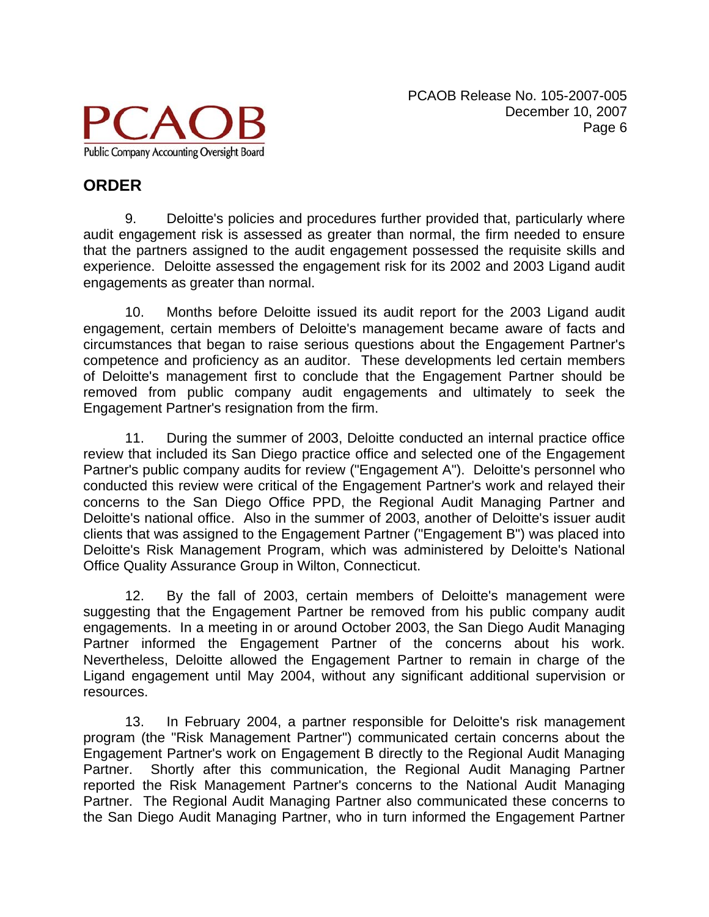## ORDER

9. Deloitte's policies and procedures further provided that, particularly where audit engagement risk is assessed as greater than normal, the firm needed to ensure that the partners assigned to the audit engagement possessed the requisite skills and experience. Deloitte assessed the engagement risk for its 2002 and 2003 Ligand audit engagements as greater than normal.

10. Months before Deloitte issued its audit report for the 2003 Ligand audit engagement, certain members of Deloitte's management became aware of facts and circumstances that began to raise serious questions about the Engagement Partner's competence and proficiency as an auditor. These developments led certain members of Deloitte's management first to conclude that the Engagement Partner should be removed from public company audit engagements and ultimately to seek the Engagement Partner's resignation from the firm.

11. During the summer of 2003, Deloitte conducted an internal practice office review that included its San Diego practice office and selected one of the Engagement Partner's public company audits for review ("Engagement A"). Deloitte's personnel who conducted this review were critical of the Engagement Partner's work and relayed their concerns to the San Diego Office PPD, the Regional Audit Managing Partner and Deloitte's national office. Also in the summer of 2003, another of Deloitte's issuer audit clients that was assigned to the Engagement Partner ("Engagement B") was placed into Deloitte's Risk Management Program, which was administered by Deloitte's National Office Quality Assurance Group in Wilton, Connecticut.

12. By the fall of 2003, certain members of Deloitte's management were suggesting that the Engagement Partner be removed from his public company audit engagements. In a meeting in or around October 2003, the San Diego Audit Managing Partner informed the Engagement Partner of the concerns about his work. Nevertheless, Deloitte allowed the Engagement Partner to remain in charge of the Ligand engagement until May 2004, without any significant additional supervision or resources.

13. In February 2004, a partner responsible for Deloitte's risk management program (the "Risk Management Partner") communicated certain concerns about the Engagement Partner's work on Engagement B directly to the Regional Audit Managing Partner. Shortly after this communication, the Regional Audit Managing Partner reported the Risk Management Partner's concerns to the National Audit Managing Partner. The Regional Audit Managing Partner also communicated these concerns to the San Diego Audit Managing Partner, who in turn informed the Engagement Partner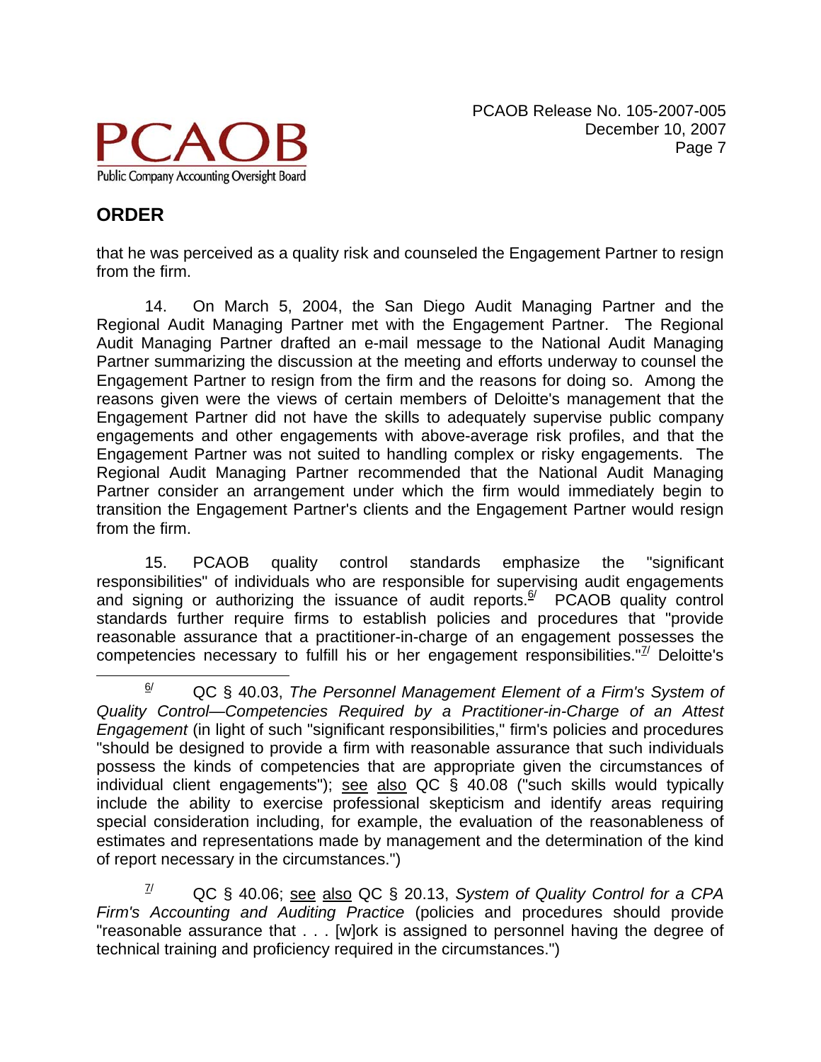## ORDER

that he was perceived as a quality risk and counseled the Engagement Partner to resign from the firm.

14. On March 5, 2004, the San Diego Audit Managing Partner and the Regional Audit Managing Partner met with the Engagement Partner. The Regional Audit Managing Partner drafted an e-mail message to the National Audit Managing Partner summarizing the discussion at the meeting and efforts underway to counsel the Engagement Partner to resign from the firm and the reasons for doing so. Among the reasons given were the views of certain members of Deloitte's management that the Engagement Partner did not have the skills to adequately supervise public company engagements and other engagements with above-average risk profiles, and that the Engagement Partner was not suited to handling complex or risky engagements. The Regional Audit Managing Partner recommended that the National Audit Managing Partner consider an arrangement under which the firm would immediately begin to transition the Engagement Partner's clients and the Engagement Partner would resign from the firm.

15. PCAOB quality control standards emphasize the "significant responsibilities" of individuals who are responsible for supervising audit engagements and signing or authorizing the issuance of audit reports.[6/] PCAOB quality control standards further require firms to establish policies and procedures that "provide reasonable assurance that a practitioner-in-charge of an engagement possesses the competencies necessary to fulfill his or her engagement responsibilities."[7/] Deloitte's

---

[6/] QC § 40.03, *The Personnel Management Element of a Firm's System of Quality Control—Competencies Required by a Practitioner-in-Charge of an Attest Engagement* (in light of such "significant responsibilities," firm's policies and procedures "should be designed to provide a firm with reasonable assurance that such individuals possess the kinds of competencies that are appropriate given the circumstances of individual client engagements"); see also QC § 40.08 ("such skills would typically include the ability to exercise professional skepticism and identify areas requiring special consideration including, for example, the evaluation of the reasonableness of estimates and representations made by management and the determination of the kind of report necessary in the circumstances.")

[7/] QC § 40.06; see also QC § 20.13, *System of Quality Control for a CPA Firm's Accounting and Auditing Practice* (policies and procedures should provide "reasonable assurance that . . . [w]ork is assigned to personnel having the degree of technical training and proficiency required in the circumstances.")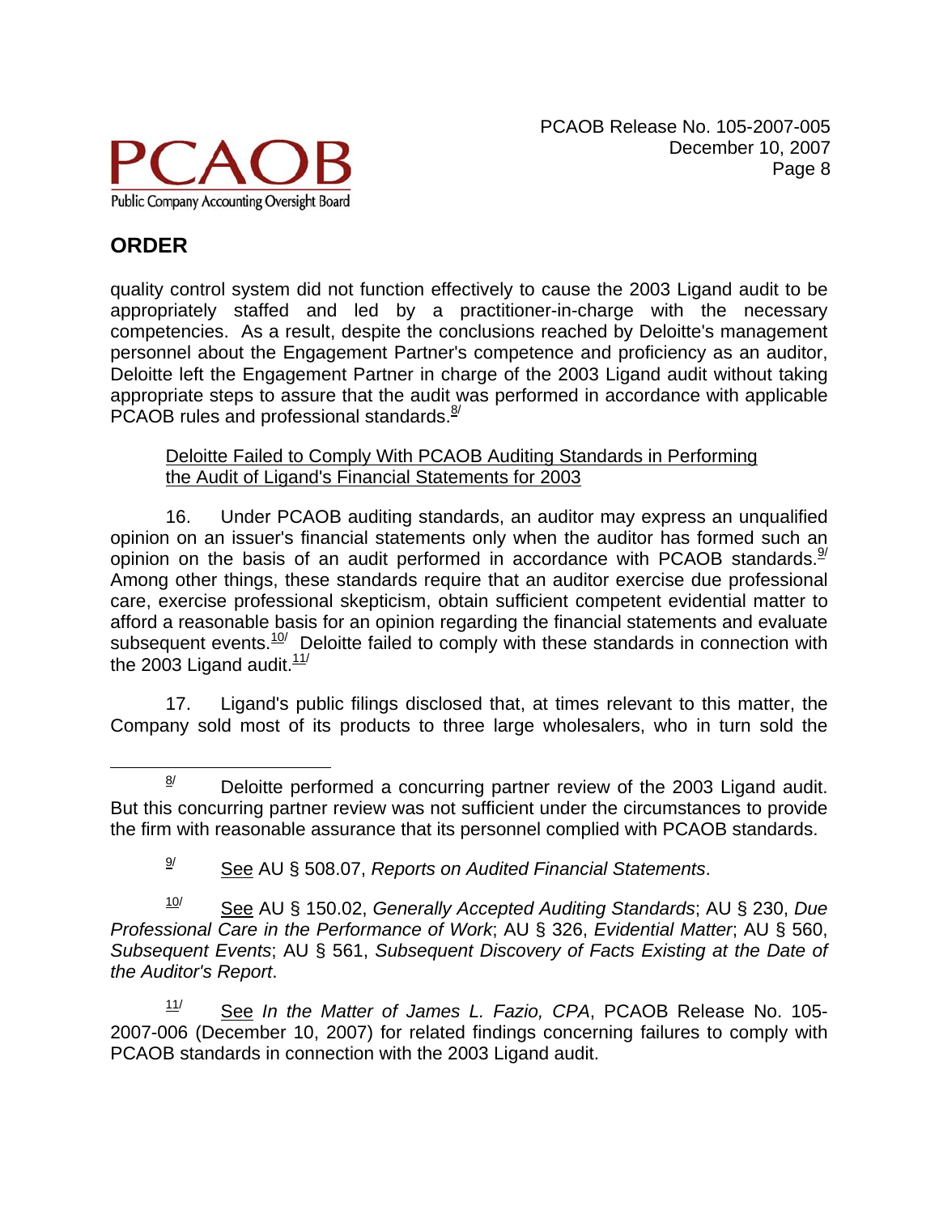## ORDER

quality control system did not function effectively to cause the 2003 Ligand audit to be appropriately staffed and led by a practitioner-in-charge with the necessary competencies. As a result, despite the conclusions reached by Deloitte's management personnel about the Engagement Partner's competence and proficiency as an auditor, Deloitte left the Engagement Partner in charge of the 2003 Ligand audit without taking appropriate steps to assure that the audit was performed in accordance with applicable PCAOB rules and professional standards.[8/]

Deloitte Failed to Comply With PCAOB Auditing Standards in Performing the Audit of Ligand's Financial Statements for 2003

16. Under PCAOB auditing standards, an auditor may express an unqualified opinion on an issuer's financial statements only when the auditor has formed such an opinion on the basis of an audit performed in accordance with PCAOB standards.[9/] Among other things, these standards require that an auditor exercise due professional care, exercise professional skepticism, obtain sufficient competent evidential matter to afford a reasonable basis for an opinion regarding the financial statements and evaluate subsequent events.[10/] Deloitte failed to comply with these standards in connection with the 2003 Ligand audit.[11/]

17. Ligand's public filings disclosed that, at times relevant to this matter, the Company sold most of its products to three large wholesalers, who in turn sold the

---

[8/] Deloitte performed a concurring partner review of the 2003 Ligand audit. But this concurring partner review was not sufficient under the circumstances to provide the firm with reasonable assurance that its personnel complied with PCAOB standards.

[9/] See AU § 508.07, *Reports on Audited Financial Statements*.

[10/] See AU § 150.02, *Generally Accepted Auditing Standards*; AU § 230, *Due Professional Care in the Performance of Work*; AU § 326, *Evidential Matter*; AU § 560, *Subsequent Events*; AU § 561, *Subsequent Discovery of Facts Existing at the Date of the Auditor's Report*.

[11/] See *In the Matter of James L. Fazio, CPA*, PCAOB Release No. 105-2007-006 (December 10, 2007) for related findings concerning failures to comply with PCAOB standards in connection with the 2003 Ligand audit.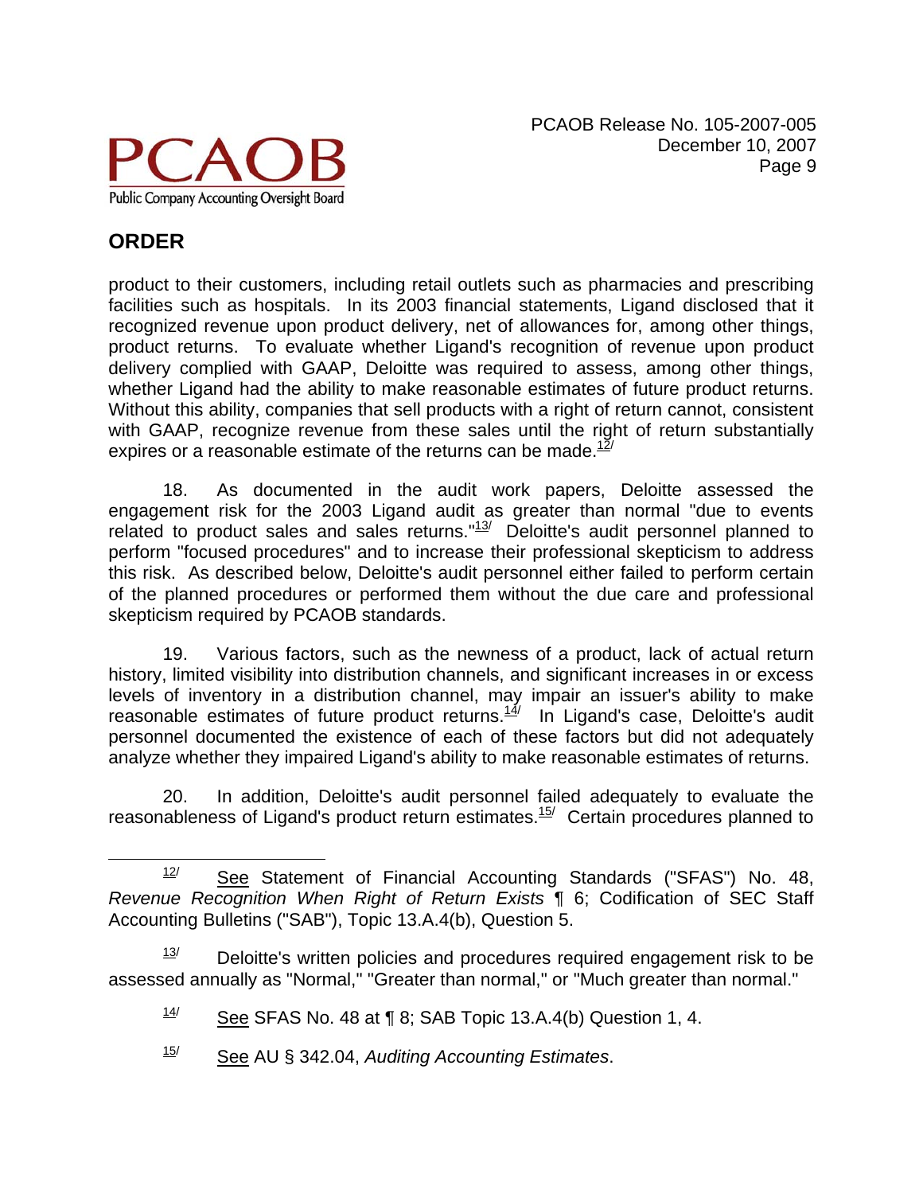## ORDER

product to their customers, including retail outlets such as pharmacies and prescribing facilities such as hospitals. In its 2003 financial statements, Ligand disclosed that it recognized revenue upon product delivery, net of allowances for, among other things, product returns. To evaluate whether Ligand's recognition of revenue upon product delivery complied with GAAP, Deloitte was required to assess, among other things, whether Ligand had the ability to make reasonable estimates of future product returns. Without this ability, companies that sell products with a right of return cannot, consistent with GAAP, recognize revenue from these sales until the right of return substantially expires or a reasonable estimate of the returns can be made.[12]

18. As documented in the audit work papers, Deloitte assessed the engagement risk for the 2003 Ligand audit as greater than normal "due to events related to product sales and sales returns."[13] Deloitte's audit personnel planned to perform "focused procedures" and to increase their professional skepticism to address this risk. As described below, Deloitte's audit personnel either failed to perform certain of the planned procedures or performed them without the due care and professional skepticism required by PCAOB standards.

19. Various factors, such as the newness of a product, lack of actual return history, limited visibility into distribution channels, and significant increases in or excess levels of inventory in a distribution channel, may impair an issuer's ability to make reasonable estimates of future product returns.[14] In Ligand's case, Deloitte's audit personnel documented the existence of each of these factors but did not adequately analyze whether they impaired Ligand's ability to make reasonable estimates of returns.

20. In addition, Deloitte's audit personnel failed adequately to evaluate the reasonableness of Ligand's product return estimates.[15] Certain procedures planned to

---

[12] See Statement of Financial Accounting Standards ("SFAS") No. 48, *Revenue Recognition When Right of Return Exists* ¶ 6; Codification of SEC Staff Accounting Bulletins ("SAB"), Topic 13.A.4(b), Question 5.

[13] Deloitte's written policies and procedures required engagement risk to be assessed annually as "Normal," "Greater than normal," or "Much greater than normal."

[14] See SFAS No. 48 at ¶ 8; SAB Topic 13.A.4(b) Question 1, 4.

[15] See AU § 342.04, *Auditing Accounting Estimates*.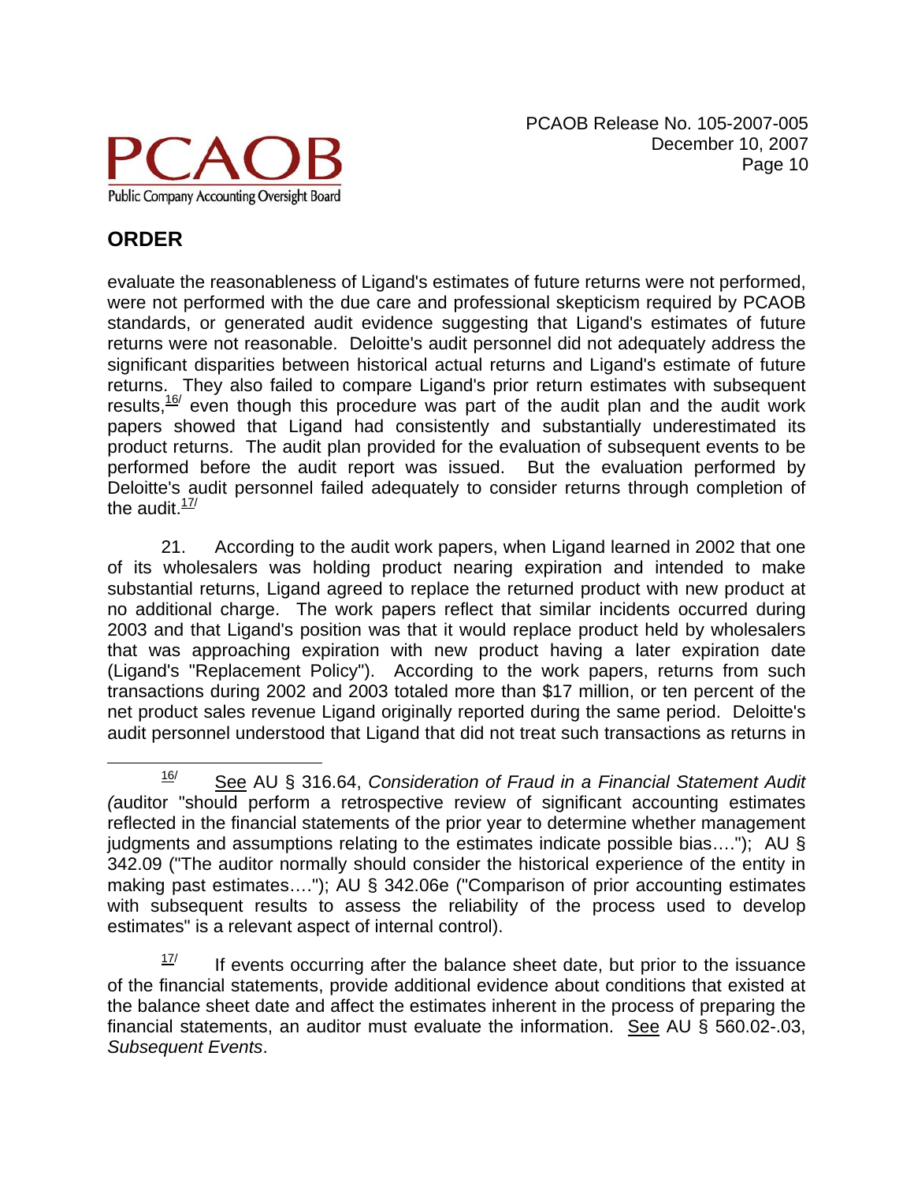## ORDER

evaluate the reasonableness of Ligand's estimates of future returns were not performed, were not performed with the due care and professional skepticism required by PCAOB standards, or generated audit evidence suggesting that Ligand's estimates of future returns were not reasonable. Deloitte's audit personnel did not adequately address the significant disparities between historical actual returns and Ligand's estimate of future returns. They also failed to compare Ligand's prior return estimates with subsequent results,[16/] even though this procedure was part of the audit plan and the audit work papers showed that Ligand had consistently and substantially underestimated its product returns. The audit plan provided for the evaluation of subsequent events to be performed before the audit report was issued. But the evaluation performed by Deloitte's audit personnel failed adequately to consider returns through completion of the audit.[17/]

21. According to the audit work papers, when Ligand learned in 2002 that one of its wholesalers was holding product nearing expiration and intended to make substantial returns, Ligand agreed to replace the returned product with new product at no additional charge. The work papers reflect that similar incidents occurred during 2003 and that Ligand's position was that it would replace product held by wholesalers that was approaching expiration with new product having a later expiration date (Ligand's "Replacement Policy"). According to the work papers, returns from such transactions during 2002 and 2003 totaled more than $17 million, or ten percent of the net product sales revenue Ligand originally reported during the same period. Deloitte's audit personnel understood that Ligand that did not treat such transactions as returns in

---

[16/] See AU § 316.64, *Consideration of Fraud in a Financial Statement Audit (*auditor "should perform a retrospective review of significant accounting estimates reflected in the financial statements of the prior year to determine whether management judgments and assumptions relating to the estimates indicate possible bias…."); AU § 342.09 ("The auditor normally should consider the historical experience of the entity in making past estimates…."); AU § 342.06e ("Comparison of prior accounting estimates with subsequent results to assess the reliability of the process used to develop estimates" is a relevant aspect of internal control).

[17/] If events occurring after the balance sheet date, but prior to the issuance of the financial statements, provide additional evidence about conditions that existed at the balance sheet date and affect the estimates inherent in the process of preparing the financial statements, an auditor must evaluate the information. See AU § 560.02-.03, *Subsequent Events*.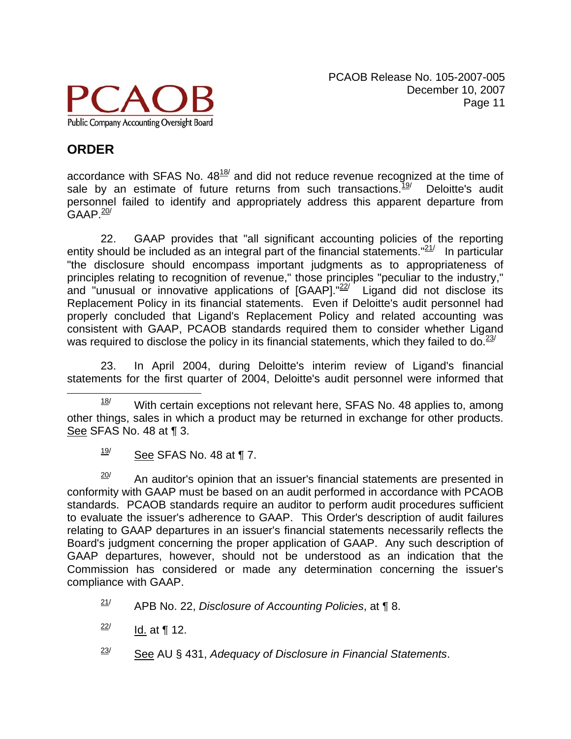## ORDER

accordance with SFAS No. 48[18] and did not reduce revenue recognized at the time of sale by an estimate of future returns from such transactions.[19] Deloitte's audit personnel failed to identify and appropriately address this apparent departure from GAAP.[20]

22. GAAP provides that "all significant accounting policies of the reporting entity should be included as an integral part of the financial statements."[21] In particular "the disclosure should encompass important judgments as to appropriateness of principles relating to recognition of revenue," those principles "peculiar to the industry," and "unusual or innovative applications of [GAAP]."[22] Ligand did not disclose its Replacement Policy in its financial statements. Even if Deloitte's audit personnel had properly concluded that Ligand's Replacement Policy and related accounting was consistent with GAAP, PCAOB standards required them to consider whether Ligand was required to disclose the policy in its financial statements, which they failed to do.[23]

23. In April 2004, during Deloitte's interim review of Ligand's financial statements for the first quarter of 2004, Deloitte's audit personnel were informed that

---

[18] With certain exceptions not relevant here, SFAS No. 48 applies to, among other things, sales in which a product may be returned in exchange for other products. See SFAS No. 48 at ¶ 3.

[19] See SFAS No. 48 at ¶ 7.

[20] An auditor's opinion that an issuer's financial statements are presented in conformity with GAAP must be based on an audit performed in accordance with PCAOB standards. PCAOB standards require an auditor to perform audit procedures sufficient to evaluate the issuer's adherence to GAAP. This Order's description of audit failures relating to GAAP departures in an issuer's financial statements necessarily reflects the Board's judgment concerning the proper application of GAAP. Any such description of GAAP departures, however, should not be understood as an indication that the Commission has considered or made any determination concerning the issuer's compliance with GAAP.

[21] APB No. 22, *Disclosure of Accounting Policies*, at ¶ 8.

[22] Id. at ¶ 12.

[23] See AU § 431, *Adequacy of Disclosure in Financial Statements*.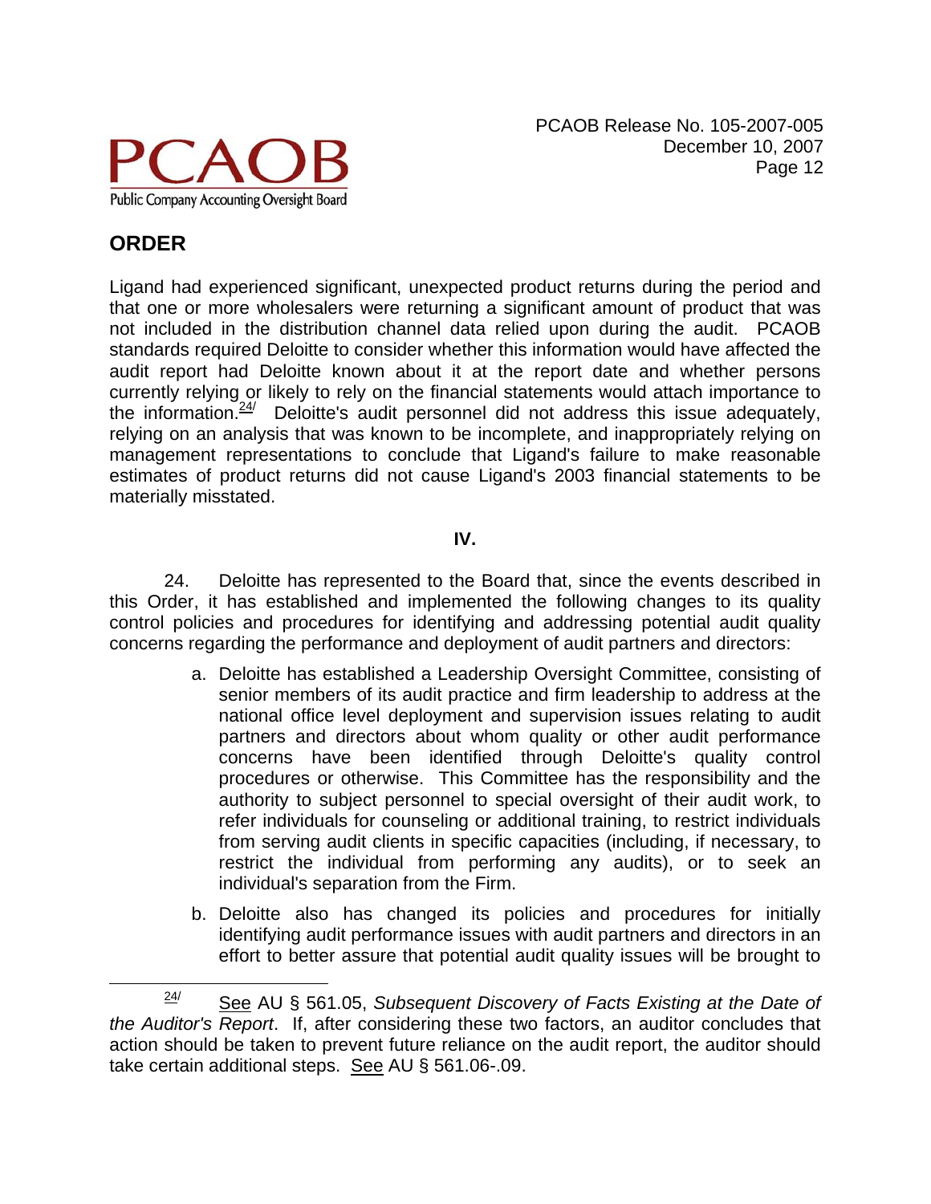Ligand had experienced significant, unexpected product returns during the period and that one or more wholesalers were returning a significant amount of product that was not included in the distribution channel data relied upon during the audit. PCAOB standards required Deloitte to consider whether this information would have affected the audit report had Deloitte known about it at the report date and whether persons currently relying or likely to rely on the financial statements would attach importance to the information.[24/] Deloitte's audit personnel did not address this issue adequately, relying on an analysis that was known to be incomplete, and inappropriately relying on management representations to conclude that Ligand's failure to make reasonable estimates of product returns did not cause Ligand's 2003 financial statements to be materially misstated.

**IV.**

24. Deloitte has represented to the Board that, since the events described in this Order, it has established and implemented the following changes to its quality control policies and procedures for identifying and addressing potential audit quality concerns regarding the performance and deployment of audit partners and directors:

a. Deloitte has established a Leadership Oversight Committee, consisting of senior members of its audit practice and firm leadership to address at the national office level deployment and supervision issues relating to audit partners and directors about whom quality or other audit performance concerns have been identified through Deloitte's quality control procedures or otherwise. This Committee has the responsibility and the authority to subject personnel to special oversight of their audit work, to refer individuals for counseling or additional training, to restrict individuals from serving audit clients in specific capacities (including, if necessary, to restrict the individual from performing any audits), or to seek an individual's separation from the Firm.

b. Deloitte also has changed its policies and procedures for initially identifying audit performance issues with audit partners and directors in an effort to better assure that potential audit quality issues will be brought to

---

[24/] See AU § 561.05, *Subsequent Discovery of Facts Existing at the Date of the Auditor's Report*. If, after considering these two factors, an auditor concludes that action should be taken to prevent future reliance on the audit report, the auditor should take certain additional steps. See AU § 561.06-.09.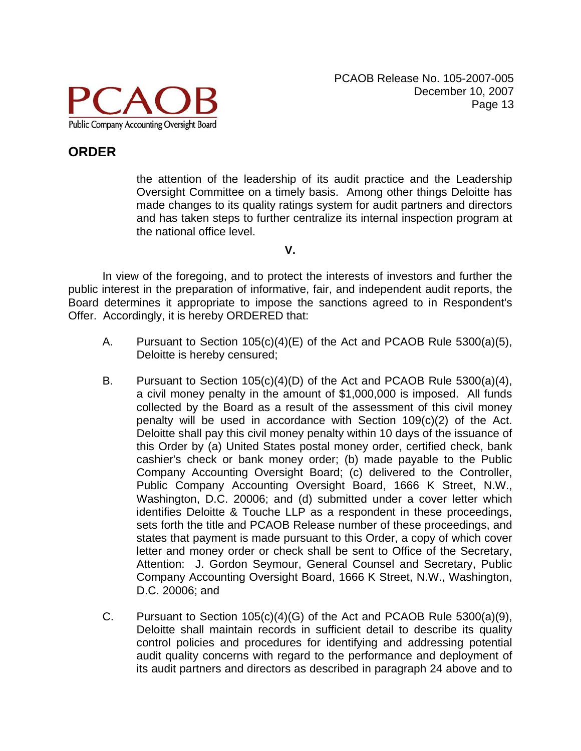## ORDER

the attention of the leadership of its audit practice and the Leadership Oversight Committee on a timely basis. Among other things Deloitte has made changes to its quality ratings system for audit partners and directors and has taken steps to further centralize its internal inspection program at the national office level.

**V.**

In view of the foregoing, and to protect the interests of investors and further the public interest in the preparation of informative, fair, and independent audit reports, the Board determines it appropriate to impose the sanctions agreed to in Respondent's Offer. Accordingly, it is hereby ORDERED that:

A. Pursuant to Section 105(c)(4)(E) of the Act and PCAOB Rule 5300(a)(5), Deloitte is hereby censured;

B. Pursuant to Section 105(c)(4)(D) of the Act and PCAOB Rule 5300(a)(4), a civil money penalty in the amount of $1,000,000 is imposed. All funds collected by the Board as a result of the assessment of this civil money penalty will be used in accordance with Section 109(c)(2) of the Act. Deloitte shall pay this civil money penalty within 10 days of the issuance of this Order by (a) United States postal money order, certified check, bank cashier's check or bank money order; (b) made payable to the Public Company Accounting Oversight Board; (c) delivered to the Controller, Public Company Accounting Oversight Board, 1666 K Street, N.W., Washington, D.C. 20006; and (d) submitted under a cover letter which identifies Deloitte & Touche LLP as a respondent in these proceedings, sets forth the title and PCAOB Release number of these proceedings, and states that payment is made pursuant to this Order, a copy of which cover letter and money order or check shall be sent to Office of the Secretary, Attention: J. Gordon Seymour, General Counsel and Secretary, Public Company Accounting Oversight Board, 1666 K Street, N.W., Washington, D.C. 20006; and

C. Pursuant to Section 105(c)(4)(G) of the Act and PCAOB Rule 5300(a)(9), Deloitte shall maintain records in sufficient detail to describe its quality control policies and procedures for identifying and addressing potential audit quality concerns with regard to the performance and deployment of its audit partners and directors as described in paragraph 24 above and to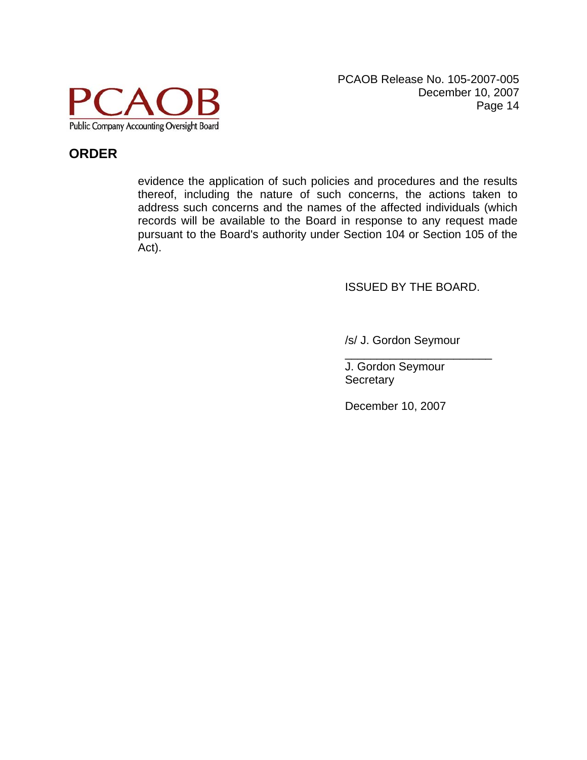## ORDER

evidence the application of such policies and procedures and the results thereof, including the nature of such concerns, the actions taken to address such concerns and the names of the affected individuals (which records will be available to the Board in response to any request made pursuant to the Board's authority under Section 104 or Section 105 of the Act).

ISSUED BY THE BOARD.

/s/ J. Gordon Seymour

______________________

J. Gordon Seymour
Secretary

December 10, 2007